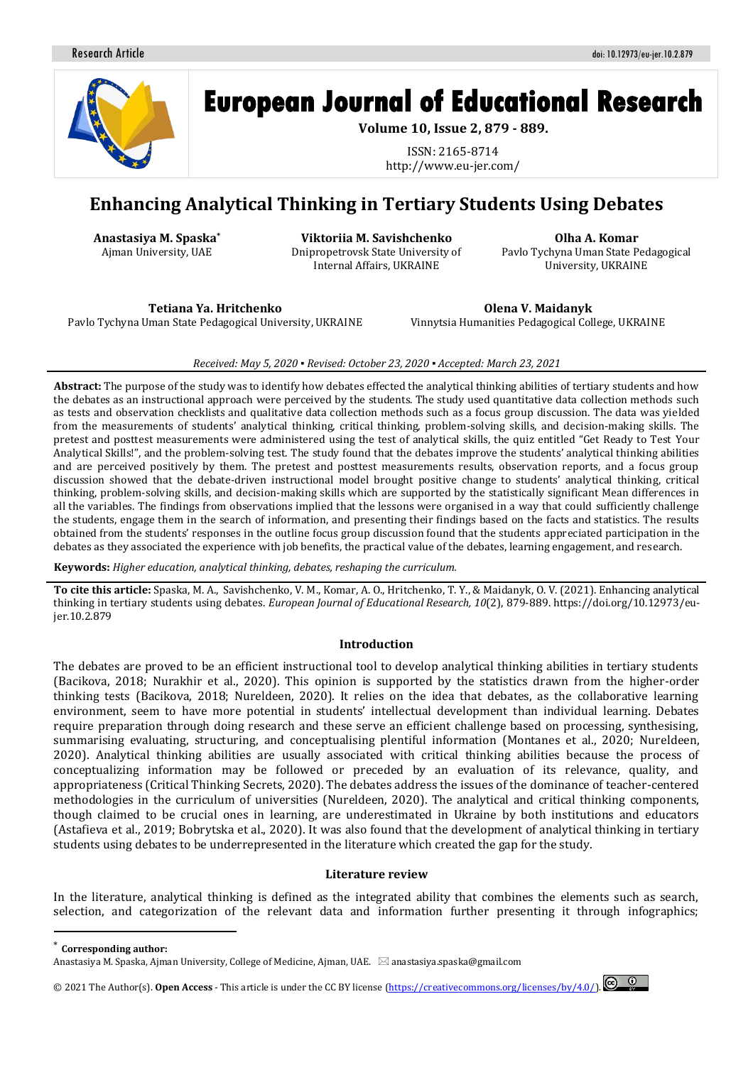Research Article

doi: 10.12973/eu-jer.10.2.879

# European Journal of Educational Research

**Volume 10, Issue 2, 879 - 889.**

ISSN: 2165-8714
http://www.eu-jer.com/

# Enhancing Analytical Thinking in Tertiary Students Using Debates

**Anastasiya M. Spaska***
Ajman University, UAE

**Viktoriia M. Savishchenko**
Dnipropetrovsk State University of Internal Affairs, UKRAINE

**Olha A. Komar**
Pavlo Tychyna Uman State Pedagogical University, UKRAINE

**Tetiana Ya. Hritchenko**
Pavlo Tychyna Uman State Pedagogical University, UKRAINE

**Olena V. Maidanyk**
Vinnytsia Humanities Pedagogical College, UKRAINE

*Received: May 5, 2020 ▪ Revised: October 23, 2020 ▪ Accepted: March 23, 2021*

**Abstract:** The purpose of the study was to identify how debates effected the analytical thinking abilities of tertiary students and how the debates as an instructional approach were perceived by the students. The study used quantitative data collection methods such as tests and observation checklists and qualitative data collection methods such as a focus group discussion. The data was yielded from the measurements of students' analytical thinking, critical thinking, problem-solving skills, and decision-making skills. The pretest and posttest measurements were administered using the test of analytical skills, the quiz entitled "Get Ready to Test Your Analytical Skills!", and the problem-solving test. The study found that the debates improve the students' analytical thinking abilities and are perceived positively by them. The pretest and posttest measurements results, observation reports, and a focus group discussion showed that the debate-driven instructional model brought positive change to students' analytical thinking, critical thinking, problem-solving skills, and decision-making skills which are supported by the statistically significant Mean differences in all the variables. The findings from observations implied that the lessons were organised in a way that could sufficiently challenge the students, engage them in the search of information, and presenting their findings based on the facts and statistics. The results obtained from the students' responses in the outline focus group discussion found that the students appreciated participation in the debates as they associated the experience with job benefits, the practical value of the debates, learning engagement, and research.

**Keywords:** *Higher education, analytical thinking, debates, reshaping the curriculum.*

**To cite this article:** Spaska, M. A., Savishchenko, V. M., Komar, A. O., Hritchenko, T. Y., & Maidanyk, O. V. (2021). Enhancing analytical thinking in tertiary students using debates. *European Journal of Educational Research, 10*(2), 879-889. https://doi.org/10.12973/eu-jer.10.2.879

## Introduction

The debates are proved to be an efficient instructional tool to develop analytical thinking abilities in tertiary students (Bacikova, 2018; Nurakhir et al., 2020). This opinion is supported by the statistics drawn from the higher-order thinking tests (Bacikova, 2018; Nureldeen, 2020). It relies on the idea that debates, as the collaborative learning environment, seem to have more potential in students' intellectual development than individual learning. Debates require preparation through doing research and these serve an efficient challenge based on processing, synthesising, summarising evaluating, structuring, and conceptualising plentiful information (Montanes et al., 2020; Nureldeen, 2020). Analytical thinking abilities are usually associated with critical thinking abilities because the process of conceptualizing information may be followed or preceded by an evaluation of its relevance, quality, and appropriateness (Critical Thinking Secrets, 2020). The debates address the issues of the dominance of teacher-centered methodologies in the curriculum of universities (Nureldeen, 2020). The analytical and critical thinking components, though claimed to be crucial ones in learning, are underestimated in Ukraine by both institutions and educators (Astafieva et al., 2019; Bobrytska et al., 2020). It was also found that the development of analytical thinking in tertiary students using debates to be underrepresented in the literature which created the gap for the study.

## Literature review

In the literature, analytical thinking is defined as the integrated ability that combines the elements such as search, selection, and categorization of the relevant data and information further presenting it through infographics;

---

\* **Corresponding author:**
Anastasiya M. Spaska, Ajman University, College of Medicine, Ajman, UAE. ✉ anastasiya.spaska@gmail.com

© 2021 The Author(s). **Open Access** - This article is under the CC BY license (https://creativecommons.org/licenses/by/4.0/).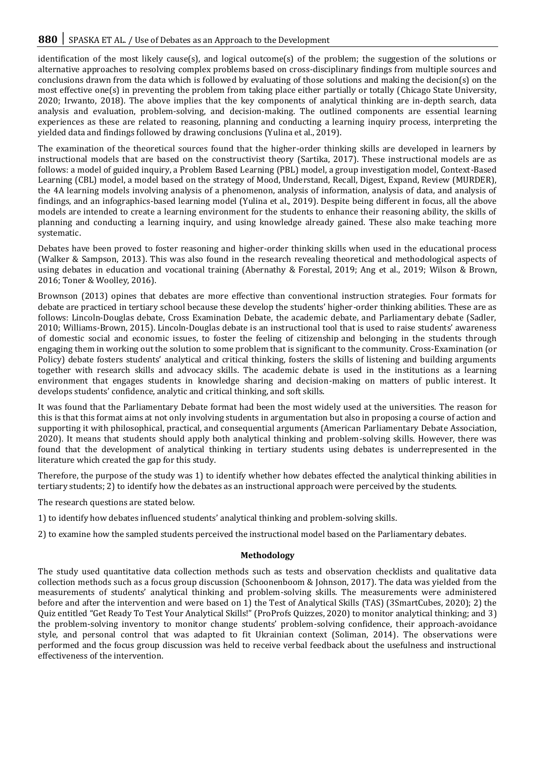identification of the most likely cause(s), and logical outcome(s) of the problem; the suggestion of the solutions or alternative approaches to resolving complex problems based on cross-disciplinary findings from multiple sources and conclusions drawn from the data which is followed by evaluating of those solutions and making the decision(s) on the most effective one(s) in preventing the problem from taking place either partially or totally (Chicago State University, 2020; Irwanto, 2018). The above implies that the key components of analytical thinking are in-depth search, data analysis and evaluation, problem-solving, and decision-making. The outlined components are essential learning experiences as these are related to reasoning, planning and conducting a learning inquiry process, interpreting the yielded data and findings followed by drawing conclusions (Yulina et al., 2019).

The examination of the theoretical sources found that the higher-order thinking skills are developed in learners by instructional models that are based on the constructivist theory (Sartika, 2017). These instructional models are as follows: a model of guided inquiry, a Problem Based Learning (PBL) model, a group investigation model, Context-Based Learning (CBL) model, a model based on the strategy of Mood, Understand, Recall, Digest, Expand, Review (MURDER), the 4A learning models involving analysis of a phenomenon, analysis of information, analysis of data, and analysis of findings, and an infographics-based learning model (Yulina et al., 2019). Despite being different in focus, all the above models are intended to create a learning environment for the students to enhance their reasoning ability, the skills of planning and conducting a learning inquiry, and using knowledge already gained. These also make teaching more systematic.

Debates have been proved to foster reasoning and higher-order thinking skills when used in the educational process (Walker & Sampson, 2013). This was also found in the research revealing theoretical and methodological aspects of using debates in education and vocational training (Abernathy & Forestal, 2019; Ang et al., 2019; Wilson & Brown, 2016; Toner & Woolley, 2016).

Brownson (2013) opines that debates are more effective than conventional instruction strategies. Four formats for debate are practiced in tertiary school because these develop the students' higher-order thinking abilities. These are as follows: Lincoln-Douglas debate, Cross Examination Debate, the academic debate, and Parliamentary debate (Sadler, 2010; Williams-Brown, 2015). Lincoln-Douglas debate is an instructional tool that is used to raise students' awareness of domestic social and economic issues, to foster the feeling of citizenship and belonging in the students through engaging them in working out the solution to some problem that is significant to the community. Cross-Examination (or Policy) debate fosters students' analytical and critical thinking, fosters the skills of listening and building arguments together with research skills and advocacy skills. The academic debate is used in the institutions as a learning environment that engages students in knowledge sharing and decision-making on matters of public interest. It develops students' confidence, analytic and critical thinking, and soft skills.

It was found that the Parliamentary Debate format had been the most widely used at the universities. The reason for this is that this format aims at not only involving students in argumentation but also in proposing a course of action and supporting it with philosophical, practical, and consequential arguments (American Parliamentary Debate Association, 2020). It means that students should apply both analytical thinking and problem-solving skills. However, there was found that the development of analytical thinking in tertiary students using debates is underrepresented in the literature which created the gap for this study.

Therefore, the purpose of the study was 1) to identify whether how debates effected the analytical thinking abilities in tertiary students; 2) to identify how the debates as an instructional approach were perceived by the students.

The research questions are stated below.

1) to identify how debates influenced students' analytical thinking and problem-solving skills.

2) to examine how the sampled students perceived the instructional model based on the Parliamentary debates.

## Methodology

The study used quantitative data collection methods such as tests and observation checklists and qualitative data collection methods such as a focus group discussion (Schoonenboom & Johnson, 2017). The data was yielded from the measurements of students' analytical thinking and problem-solving skills. The measurements were administered before and after the intervention and were based on 1) the Test of Analytical Skills (TAS) (3SmartCubes, 2020); 2) the Quiz entitled "Get Ready To Test Your Analytical Skills!" (ProProfs Quizzes, 2020) to monitor analytical thinking; and 3) the problem-solving inventory to monitor change students' problem-solving confidence, their approach-avoidance style, and personal control that was adapted to fit Ukrainian context (Soliman, 2014). The observations were performed and the focus group discussion was held to receive verbal feedback about the usefulness and instructional effectiveness of the intervention.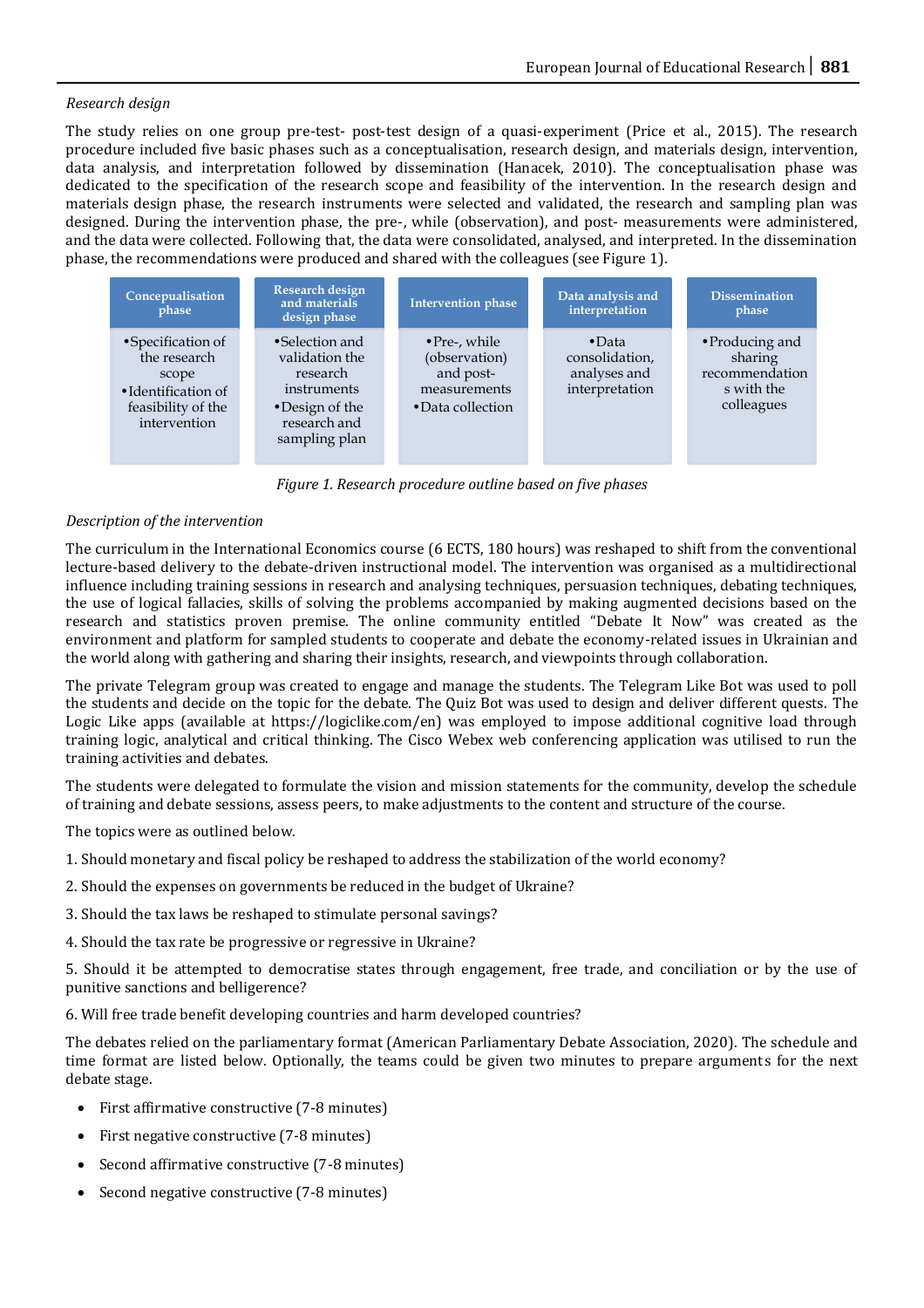*Research design*

The study relies on one group pre-test- post-test design of a quasi-experiment (Price et al., 2015). The research procedure included five basic phases such as a conceptualisation, research design, and materials design, intervention, data analysis, and interpretation followed by dissemination (Hanacek, 2010). The conceptualisation phase was dedicated to the specification of the research scope and feasibility of the intervention. In the research design and materials design phase, the research instruments were selected and validated, the research and sampling plan was designed. During the intervention phase, the pre-, while (observation), and post- measurements were administered, and the data were collected. Following that, the data were consolidated, analysed, and interpreted. In the dissemination phase, the recommendations were produced and shared with the colleagues (see Figure 1).

| Concepualisation phase | Research design and materials design phase | Intervention phase | Data analysis and interpretation | Dissemination phase |
|---|---|---|---|---|
| •Specification of the research scope<br>•Identification of feasibility of the intervention | •Selection and validation the research instruments<br>•Design of the research and sampling plan | •Pre-, while (observation) and post- measurements<br>•Data collection | •Data consolidation, analyses and interpretation | •Producing and sharing recommendations with the colleagues |

*Figure 1. Research procedure outline based on five phases*

*Description of the intervention*

The curriculum in the International Economics course (6 ECTS, 180 hours) was reshaped to shift from the conventional lecture-based delivery to the debate-driven instructional model. The intervention was organised as a multidirectional influence including training sessions in research and analysing techniques, persuasion techniques, debating techniques, the use of logical fallacies, skills of solving the problems accompanied by making augmented decisions based on the research and statistics proven premise. The online community entitled "Debate It Now" was created as the environment and platform for sampled students to cooperate and debate the economy-related issues in Ukrainian and the world along with gathering and sharing their insights, research, and viewpoints through collaboration.

The private Telegram group was created to engage and manage the students. The Telegram Like Bot was used to poll the students and decide on the topic for the debate. The Quiz Bot was used to design and deliver different quests. The Logic Like apps (available at https://logiclike.com/en) was employed to impose additional cognitive load through training logic, analytical and critical thinking. The Cisco Webex web conferencing application was utilised to run the training activities and debates.

The students were delegated to formulate the vision and mission statements for the community, develop the schedule of training and debate sessions, assess peers, to make adjustments to the content and structure of the course.

The topics were as outlined below.

1. Should monetary and fiscal policy be reshaped to address the stabilization of the world economy?

2. Should the expenses on governments be reduced in the budget of Ukraine?

3. Should the tax laws be reshaped to stimulate personal savings?

4. Should the tax rate be progressive or regressive in Ukraine?

5. Should it be attempted to democratise states through engagement, free trade, and conciliation or by the use of punitive sanctions and belligerence?

6. Will free trade benefit developing countries and harm developed countries?

The debates relied on the parliamentary format (American Parliamentary Debate Association, 2020). The schedule and time format are listed below. Optionally, the teams could be given two minutes to prepare arguments for the next debate stage.

- First affirmative constructive (7-8 minutes)
- First negative constructive (7-8 minutes)
- Second affirmative constructive (7-8 minutes)
- Second negative constructive (7-8 minutes)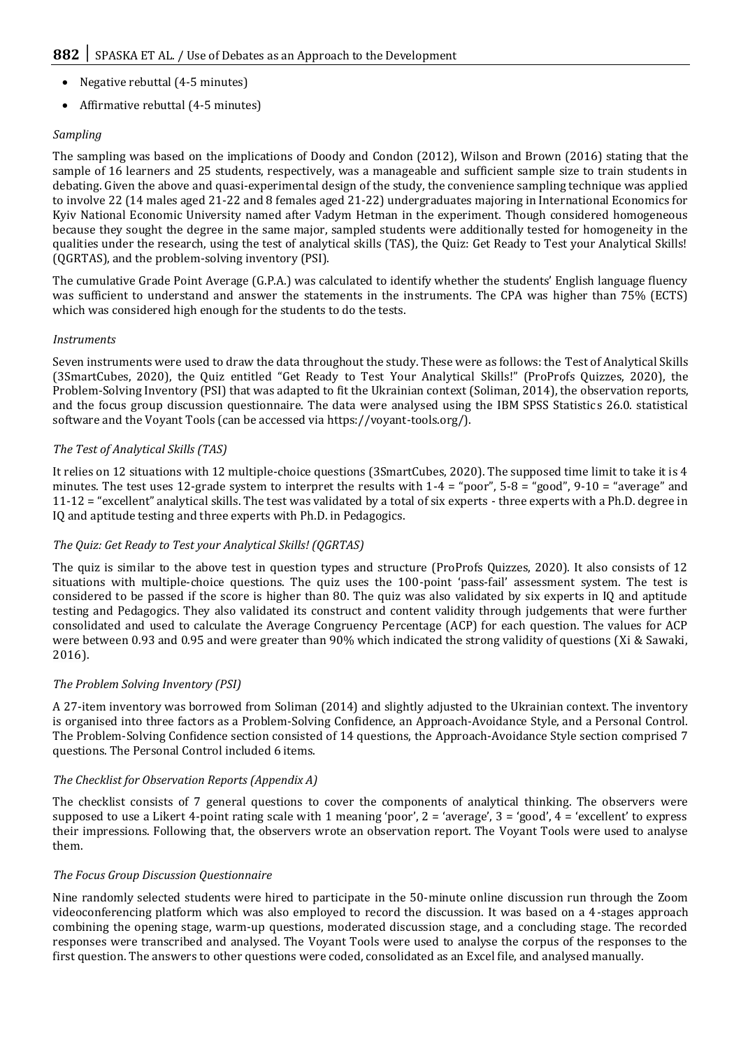- Negative rebuttal (4-5 minutes)
- Affirmative rebuttal (4-5 minutes)

### *Sampling*

The sampling was based on the implications of Doody and Condon (2012), Wilson and Brown (2016) stating that the sample of 16 learners and 25 students, respectively, was a manageable and sufficient sample size to train students in debating. Given the above and quasi-experimental design of the study, the convenience sampling technique was applied to involve 22 (14 males aged 21-22 and 8 females aged 21-22) undergraduates majoring in International Economics for Kyiv National Economic University named after Vadym Hetman in the experiment. Though considered homogeneous because they sought the degree in the same major, sampled students were additionally tested for homogeneity in the qualities under the research, using the test of analytical skills (TAS), the Quiz: Get Ready to Test your Analytical Skills! (QGRTAS), and the problem-solving inventory (PSI).

The cumulative Grade Point Average (G.P.A.) was calculated to identify whether the students' English language fluency was sufficient to understand and answer the statements in the instruments. The CPA was higher than 75% (ECTS) which was considered high enough for the students to do the tests.

### *Instruments*

Seven instruments were used to draw the data throughout the study. These were as follows: the Test of Analytical Skills (3SmartCubes, 2020), the Quiz entitled "Get Ready to Test Your Analytical Skills!" (ProProfs Quizzes, 2020), the Problem-Solving Inventory (PSI) that was adapted to fit the Ukrainian context (Soliman, 2014), the observation reports, and the focus group discussion questionnaire. The data were analysed using the IBM SPSS Statistics 26.0. statistical software and the Voyant Tools (can be accessed via https://voyant-tools.org/).

### *The Test of Analytical Skills (TAS)*

It relies on 12 situations with 12 multiple-choice questions (3SmartCubes, 2020). The supposed time limit to take it is 4 minutes. The test uses 12-grade system to interpret the results with 1-4 = "poor", 5-8 = "good", 9-10 = "average" and 11-12 = "excellent" analytical skills. The test was validated by a total of six experts - three experts with a Ph.D. degree in IQ and aptitude testing and three experts with Ph.D. in Pedagogics.

### *The Quiz: Get Ready to Test your Analytical Skills! (QGRTAS)*

The quiz is similar to the above test in question types and structure (ProProfs Quizzes, 2020). It also consists of 12 situations with multiple-choice questions. The quiz uses the 100-point 'pass-fail' assessment system. The test is considered to be passed if the score is higher than 80. The quiz was also validated by six experts in IQ and aptitude testing and Pedagogics. They also validated its construct and content validity through judgements that were further consolidated and used to calculate the Average Congruency Percentage (ACP) for each question. The values for ACP were between 0.93 and 0.95 and were greater than 90% which indicated the strong validity of questions (Xi & Sawaki, 2016).

### *The Problem Solving Inventory (PSI)*

A 27-item inventory was borrowed from Soliman (2014) and slightly adjusted to the Ukrainian context. The inventory is organised into three factors as a Problem-Solving Confidence, an Approach-Avoidance Style, and a Personal Control. The Problem-Solving Confidence section consisted of 14 questions, the Approach-Avoidance Style section comprised 7 questions. The Personal Control included 6 items.

### *The Checklist for Observation Reports (Appendix A)*

The checklist consists of 7 general questions to cover the components of analytical thinking. The observers were supposed to use a Likert 4-point rating scale with 1 meaning 'poor', 2 = 'average', 3 = 'good', 4 = 'excellent' to express their impressions. Following that, the observers wrote an observation report. The Voyant Tools were used to analyse them.

### *The Focus Group Discussion Questionnaire*

Nine randomly selected students were hired to participate in the 50-minute online discussion run through the Zoom videoconferencing platform which was also employed to record the discussion. It was based on a 4-stages approach combining the opening stage, warm-up questions, moderated discussion stage, and a concluding stage. The recorded responses were transcribed and analysed. The Voyant Tools were used to analyse the corpus of the responses to the first question. The answers to other questions were coded, consolidated as an Excel file, and analysed manually.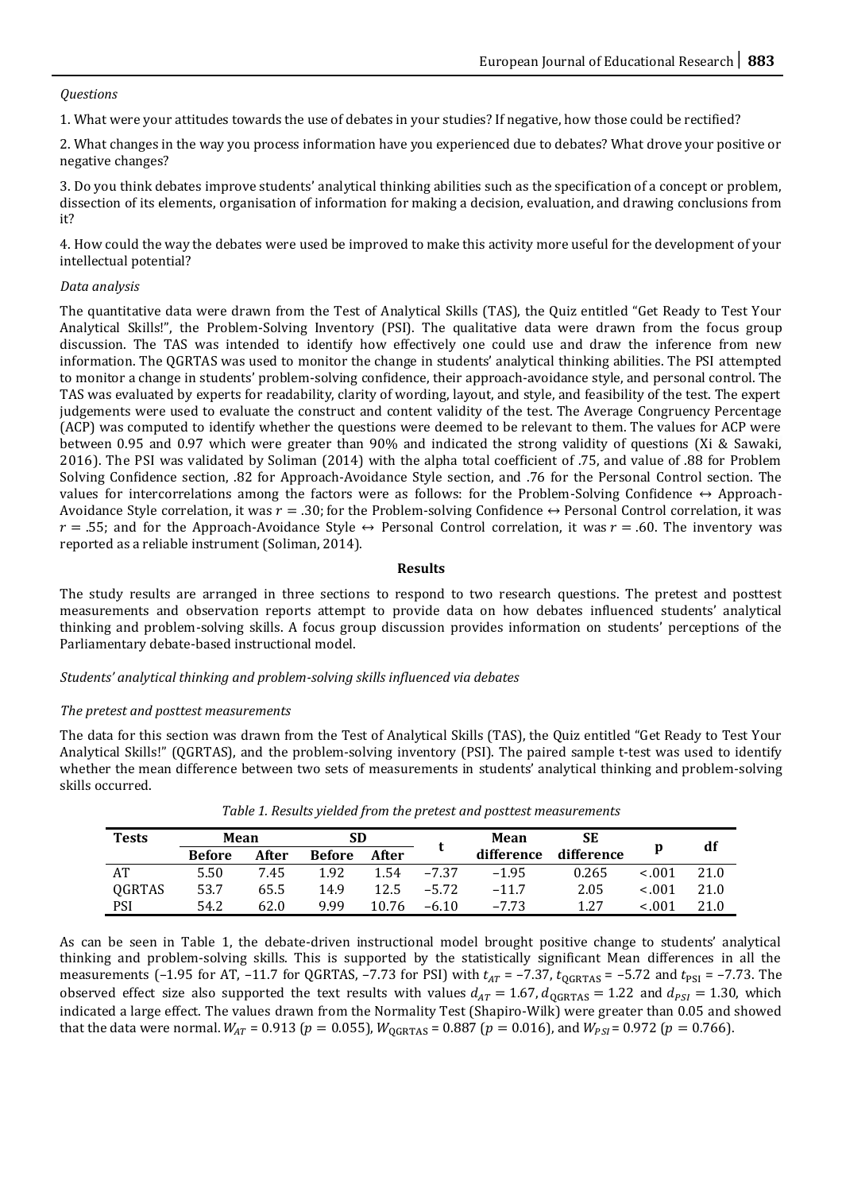*Questions*

1. What were your attitudes towards the use of debates in your studies? If negative, how those could be rectified?

2. What changes in the way you process information have you experienced due to debates? What drove your positive or negative changes?

3. Do you think debates improve students' analytical thinking abilities such as the specification of a concept or problem, dissection of its elements, organisation of information for making a decision, evaluation, and drawing conclusions from it?

4. How could the way the debates were used be improved to make this activity more useful for the development of your intellectual potential?

*Data analysis*

The quantitative data were drawn from the Test of Analytical Skills (TAS), the Quiz entitled "Get Ready to Test Your Analytical Skills!", the Problem-Solving Inventory (PSI). The qualitative data were drawn from the focus group discussion. The TAS was intended to identify how effectively one could use and draw the inference from new information. The QGRTAS was used to monitor the change in students' analytical thinking abilities. The PSI attempted to monitor a change in students' problem-solving confidence, their approach-avoidance style, and personal control. The TAS was evaluated by experts for readability, clarity of wording, layout, and style, and feasibility of the test. The expert judgements were used to evaluate the construct and content validity of the test. The Average Congruency Percentage (ACP) was computed to identify whether the questions were deemed to be relevant to them. The values for ACP were between 0.95 and 0.97 which were greater than 90% and indicated the strong validity of questions (Xi & Sawaki, 2016). The PSI was validated by Soliman (2014) with the alpha total coefficient of .75, and value of .88 for Problem Solving Confidence section, .82 for Approach-Avoidance Style section, and .76 for the Personal Control section. The values for intercorrelations among the factors were as follows: for the Problem-Solving Confidence ↔ Approach-Avoidance Style correlation, it was $r = .30$; for the Problem-solving Confidence ↔ Personal Control correlation, it was $r = .55$; and for the Approach-Avoidance Style ↔ Personal Control correlation, it was $r = .60$. The inventory was reported as a reliable instrument (Soliman, 2014).

## Results

The study results are arranged in three sections to respond to two research questions. The pretest and posttest measurements and observation reports attempt to provide data on how debates influenced students' analytical thinking and problem-solving skills. A focus group discussion provides information on students' perceptions of the Parliamentary debate-based instructional model.

*Students' analytical thinking and problem-solving skills influenced via debates*

*The pretest and posttest measurements*

The data for this section was drawn from the Test of Analytical Skills (TAS), the Quiz entitled "Get Ready to Test Your Analytical Skills!" (QGRTAS), and the problem-solving inventory (PSI). The paired sample t-test was used to identify whether the mean difference between two sets of measurements in students' analytical thinking and problem-solving skills occurred.

*Table 1. Results yielded from the pretest and posttest measurements*

| Tests | Mean | | SD | | t | Mean difference | SE difference | p | df |
|---|---|---|---|---|---|---|---|---|---|
| | Before | After | Before | After | | | | | |
| AT | 5.50 | 7.45 | 1.92 | 1.54 | −7.37 | −1.95 | 0.265 | <.001 | 21.0 |
| QGRTAS | 53.7 | 65.5 | 14.9 | 12.5 | −5.72 | −11.7 | 2.05 | <.001 | 21.0 |
| PSI | 54.2 | 62.0 | 9.99 | 10.76 | −6.10 | −7.73 | 1.27 | <.001 | 21.0 |

As can be seen in Table 1, the debate-driven instructional model brought positive change to students' analytical thinking and problem-solving skills. This is supported by the statistically significant Mean differences in all the measurements (−1.95 for AT, −11.7 for QGRTAS, −7.73 for PSI) with $t_{AT} = -7.37$, $t_{QGRTAS} = -5.72$ and $t_{PSI} = -7.73$. The observed effect size also supported the text results with values $d_{AT} = 1.67$, $d_{QGRTAS} = 1.22$ and $d_{PSI} = 1.30$, which indicated a large effect. The values drawn from the Normality Test (Shapiro-Wilk) were greater than 0.05 and showed that the data were normal. $W_{AT} = 0.913$ ($p = 0.055$), $W_{QGRTAS} = 0.887$ ($p = 0.016$), and $W_{PSI} = 0.972$ ($p = 0.766$).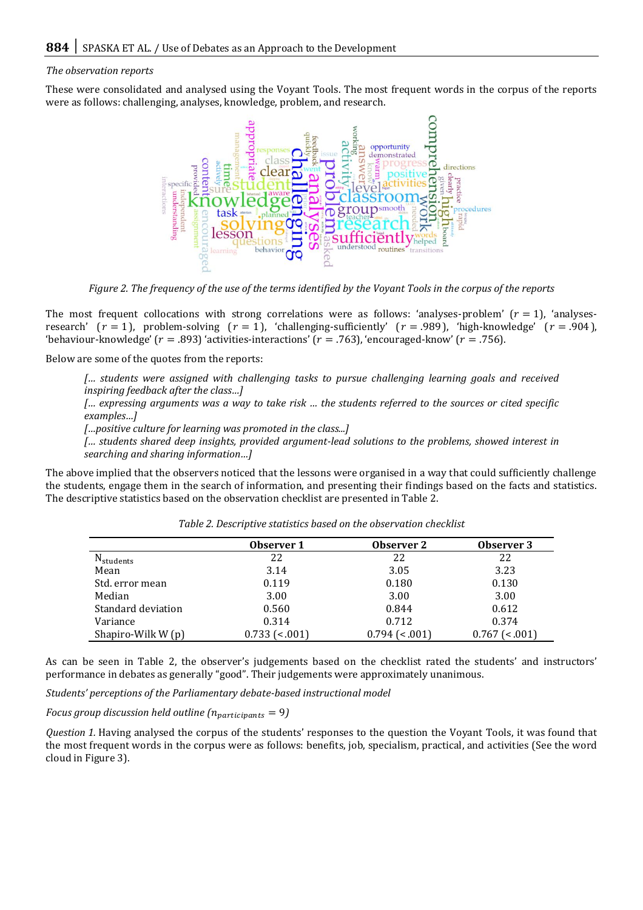*The observation reports*

These were consolidated and analysed using the Voyant Tools. The most frequent words in the corpus of the reports were as follows: challenging, analyses, knowledge, problem, and research.

*Figure 2. The frequency of the use of the terms identified by the Voyant Tools in the corpus of the reports*

The most frequent collocations with strong correlations were as follows: 'analyses-problem' ($r$ = 1), 'analyses-research' ($r$ = 1), problem-solving ($r$ = 1), 'challenging-sufficiently' ($r$ = .989), 'high-knowledge' ($r$ = .904), 'behaviour-knowledge' ($r$ = .893) 'activities-interactions' ($r$ = .763), 'encouraged-know' ($r$ = .756).

Below are some of the quotes from the reports:

> *[... students were assigned with challenging tasks to pursue challenging learning goals and received inspiring feedback after the class...]*
>
> *[... expressing arguments was a way to take risk ... the students referred to the sources or cited specific examples...]*
>
> *[...positive culture for learning was promoted in the class...]*
>
> *[... students shared deep insights, provided argument-lead solutions to the problems, showed interest in searching and sharing information...]*

The above implied that the observers noticed that the lessons were organised in a way that could sufficiently challenge the students, engage them in the search of information, and presenting their findings based on the facts and statistics. The descriptive statistics based on the observation checklist are presented in Table 2.

*Table 2. Descriptive statistics based on the observation checklist*

| | Observer 1 | Observer 2 | Observer 3 |
|---|---|---|---|
| $N_{students}$ | 22 | 22 | 22 |
| Mean | 3.14 | 3.05 | 3.23 |
| Std. error mean | 0.119 | 0.180 | 0.130 |
| Median | 3.00 | 3.00 | 3.00 |
| Standard deviation | 0.560 | 0.844 | 0.612 |
| Variance | 0.314 | 0.712 | 0.374 |
| Shapiro-Wilk W (p) | 0.733 (<.001) | 0.794 (<.001) | 0.767 (<.001) |

As can be seen in Table 2, the observer's judgements based on the checklist rated the students' and instructors' performance in debates as generally "good". Their judgements were approximately unanimous.

*Students' perceptions of the Parliamentary debate-based instructional model*

*Focus group discussion held outline ($n_{participants}$ = 9)*

*Question 1.* Having analysed the corpus of the students' responses to the question the Voyant Tools, it was found that the most frequent words in the corpus were as follows: benefits, job, specialism, practical, and activities (See the word cloud in Figure 3).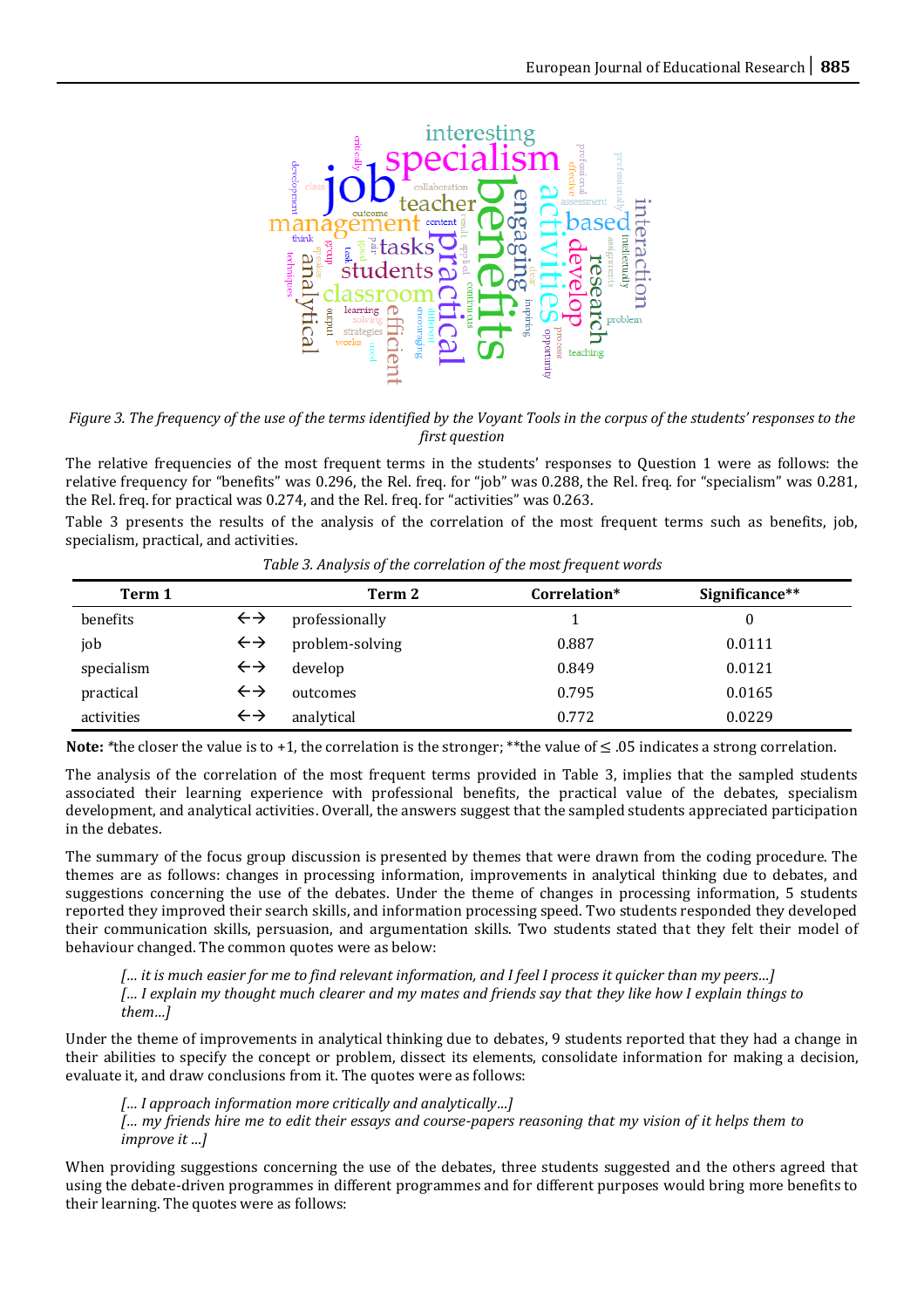*Figure 3. The frequency of the use of the terms identified by the Voyant Tools in the corpus of the students' responses to the first question*

The relative frequencies of the most frequent terms in the students' responses to Question 1 were as follows: the relative frequency for "benefits" was 0.296, the Rel. freq. for "job" was 0.288, the Rel. freq. for "specialism" was 0.281, the Rel. freq. for practical was 0.274, and the Rel. freq. for "activities" was 0.263.

Table 3 presents the results of the analysis of the correlation of the most frequent terms such as benefits, job, specialism, practical, and activities.

*Table 3. Analysis of the correlation of the most frequent words*

| Term 1 | | Term 2 | Correlation* | Significance** |
|---|---|---|---|---|
| benefits | ←→ | professionally | 1 | 0 |
| job | ←→ | problem-solving | 0.887 | 0.0111 |
| specialism | ←→ | develop | 0.849 | 0.0121 |
| practical | ←→ | outcomes | 0.795 | 0.0165 |
| activities | ←→ | analytical | 0.772 | 0.0229 |

**Note:** *the closer the value is to +1, the correlation is the stronger; **the value of ≤ .05 indicates a strong correlation.

The analysis of the correlation of the most frequent terms provided in Table 3, implies that the sampled students associated their learning experience with professional benefits, the practical value of the debates, specialism development, and analytical activities. Overall, the answers suggest that the sampled students appreciated participation in the debates.

The summary of the focus group discussion is presented by themes that were drawn from the coding procedure. The themes are as follows: changes in processing information, improvements in analytical thinking due to debates, and suggestions concerning the use of the debates. Under the theme of changes in processing information, 5 students reported they improved their search skills, and information processing speed. Two students responded they developed their communication skills, persuasion, and argumentation skills. Two students stated that they felt their model of behaviour changed. The common quotes were as below:

> *[... it is much easier for me to find relevant information, and I feel I process it quicker than my peers...]*
> *[... I explain my thought much clearer and my mates and friends say that they like how I explain things to them...]*

Under the theme of improvements in analytical thinking due to debates, 9 students reported that they had a change in their abilities to specify the concept or problem, dissect its elements, consolidate information for making a decision, evaluate it, and draw conclusions from it. The quotes were as follows:

> *[... I approach information more critically and analytically...]*
> *[... my friends hire me to edit their essays and course-papers reasoning that my vision of it helps them to improve it ...]*

When providing suggestions concerning the use of the debates, three students suggested and the others agreed that using the debate-driven programmes in different programmes and for different purposes would bring more benefits to their learning. The quotes were as follows: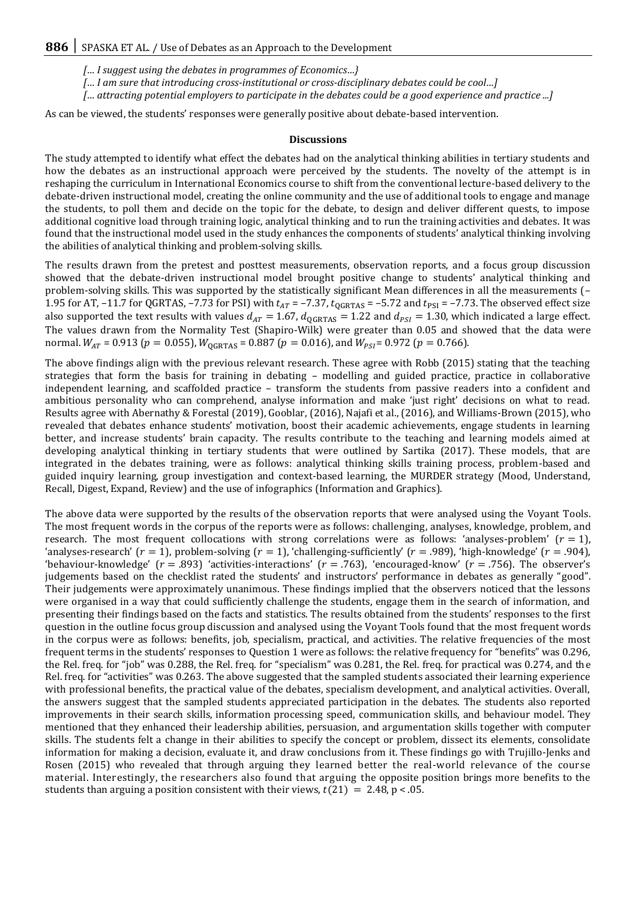*[… I suggest using the debates in programmes of Economics…}*

*[… I am sure that introducing cross-institutional or cross-disciplinary debates could be cool…]*

*[… attracting potential employers to participate in the debates could be a good experience and practice ...]*

As can be viewed, the students' responses were generally positive about debate-based intervention.

## Discussions

The study attempted to identify what effect the debates had on the analytical thinking abilities in tertiary students and how the debates as an instructional approach were perceived by the students. The novelty of the attempt is in reshaping the curriculum in International Economics course to shift from the conventional lecture-based delivery to the debate-driven instructional model, creating the online community and the use of additional tools to engage and manage the students, to poll them and decide on the topic for the debate, to design and deliver different quests, to impose additional cognitive load through training logic, analytical thinking and to run the training activities and debates. It was found that the instructional model used in the study enhances the components of students' analytical thinking involving the abilities of analytical thinking and problem-solving skills.

The results drawn from the pretest and posttest measurements, observation reports, and a focus group discussion showed that the debate-driven instructional model brought positive change to students' analytical thinking and problem-solving skills. This was supported by the statistically significant Mean differences in all the measurements (–1.95 for AT, –11.7 for QGRTAS, –7.73 for PSI) with $t_{AT}$ = –7.37, $t_{QGRTAS}$ = –5.72 and $t_{PSI}$ = –7.73. The observed effect size also supported the text results with values $d_{AT} = 1.67$, $d_{QGRTAS} = 1.22$ and $d_{PSI} = 1.30$, which indicated a large effect. The values drawn from the Normality Test (Shapiro-Wilk) were greater than 0.05 and showed that the data were normal. $W_{AT}$ = 0.913 ($p = 0.055$), $W_{QGRTAS}$ = 0.887 ($p = 0.016$), and $W_{PSI}$ = 0.972 ($p = 0.766$).

The above findings align with the previous relevant research. These agree with Robb (2015) stating that the teaching strategies that form the basis for training in debating – modelling and guided practice, practice in collaborative independent learning, and scaffolded practice – transform the students from passive readers into a confident and ambitious personality who can comprehend, analyse information and make 'just right' decisions on what to read. Results agree with Abernathy & Forestal (2019), Gooblar, (2016), Najafi et al., (2016), and Williams-Brown (2015), who revealed that debates enhance students' motivation, boost their academic achievements, engage students in learning better, and increase students' brain capacity. The results contribute to the teaching and learning models aimed at developing analytical thinking in tertiary students that were outlined by Sartika (2017). These models, that are integrated in the debates training, were as follows: analytical thinking skills training process, problem-based and guided inquiry learning, group investigation and context-based learning, the MURDER strategy (Mood, Understand, Recall, Digest, Expand, Review) and the use of infographics (Information and Graphics).

The above data were supported by the results of the observation reports that were analysed using the Voyant Tools. The most frequent words in the corpus of the reports were as follows: challenging, analyses, knowledge, problem, and research. The most frequent collocations with strong correlations were as follows: 'analyses-problem' ($r = 1$), 'analyses-research' ($r = 1$), problem-solving ($r = 1$), 'challenging-sufficiently' ($r = .989$), 'high-knowledge' ($r = .904$), 'behaviour-knowledge' ($r = .893$) 'activities-interactions' ($r = .763$), 'encouraged-know' ($r = .756$). The observer's judgements based on the checklist rated the students' and instructors' performance in debates as generally "good". Their judgements were approximately unanimous. These findings implied that the observers noticed that the lessons were organised in a way that could sufficiently challenge the students, engage them in the search of information, and presenting their findings based on the facts and statistics. The results obtained from the students' responses to the first question in the outline focus group discussion and analysed using the Voyant Tools found that the most frequent words in the corpus were as follows: benefits, job, specialism, practical, and activities. The relative frequencies of the most frequent terms in the students' responses to Question 1 were as follows: the relative frequency for "benefits" was 0.296, the Rel. freq. for "job" was 0.288, the Rel. freq. for "specialism" was 0.281, the Rel. freq. for practical was 0.274, and the Rel. freq. for "activities" was 0.263. The above suggested that the sampled students associated their learning experience with professional benefits, the practical value of the debates, specialism development, and analytical activities. Overall, the answers suggest that the sampled students appreciated participation in the debates. The students also reported improvements in their search skills, information processing speed, communication skills, and behaviour model. They mentioned that they enhanced their leadership abilities, persuasion, and argumentation skills together with computer skills. The students felt a change in their abilities to specify the concept or problem, dissect its elements, consolidate information for making a decision, evaluate it, and draw conclusions from it. These findings go with Trujillo-Jenks and Rosen (2015) who revealed that through arguing they learned better the real-world relevance of the course material. Interestingly, the researchers also found that arguing the opposite position brings more benefits to the students than arguing a position consistent with their views, $t(21) = 2.48$, $p < .05$.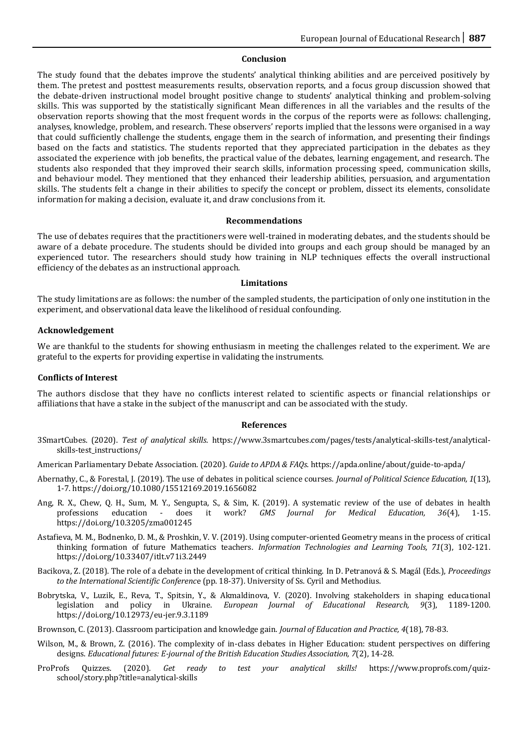## Conclusion

The study found that the debates improve the students' analytical thinking abilities and are perceived positively by them. The pretest and posttest measurements results, observation reports, and a focus group discussion showed that the debate-driven instructional model brought positive change to students' analytical thinking and problem-solving skills. This was supported by the statistically significant Mean differences in all the variables and the results of the observation reports showing that the most frequent words in the corpus of the reports were as follows: challenging, analyses, knowledge, problem, and research. These observers' reports implied that the lessons were organised in a way that could sufficiently challenge the students, engage them in the search of information, and presenting their findings based on the facts and statistics. The students reported that they appreciated participation in the debates as they associated the experience with job benefits, the practical value of the debates, learning engagement, and research. The students also responded that they improved their search skills, information processing speed, communication skills, and behaviour model. They mentioned that they enhanced their leadership abilities, persuasion, and argumentation skills. The students felt a change in their abilities to specify the concept or problem, dissect its elements, consolidate information for making a decision, evaluate it, and draw conclusions from it.

## Recommendations

The use of debates requires that the practitioners were well-trained in moderating debates, and the students should be aware of a debate procedure. The students should be divided into groups and each group should be managed by an experienced tutor. The researchers should study how training in NLP techniques effects the overall instructional efficiency of the debates as an instructional approach.

## Limitations

The study limitations are as follows: the number of the sampled students, the participation of only one institution in the experiment, and observational data leave the likelihood of residual confounding.

### Acknowledgement

We are thankful to the students for showing enthusiasm in meeting the challenges related to the experiment. We are grateful to the experts for providing expertise in validating the instruments.

### Conflicts of Interest

The authors disclose that they have no conflicts interest related to scientific aspects or financial relationships or affiliations that have a stake in the subject of the manuscript and can be associated with the study.

## References

3SmartCubes. (2020). *Test of analytical skills*. https://www.3smartcubes.com/pages/tests/analytical-skills-test/analytical-skills-test_instructions/

American Parliamentary Debate Association. (2020). *Guide to APDA & FAQs*. https://apda.online/about/guide-to-apda/

Abernathy, C., & Forestal, J. (2019). The use of debates in political science courses. *Journal of Political Science Education, 1*(13), 1-7. https://doi.org/10.1080/15512169.2019.1656082

Ang, R. X., Chew, Q. H., Sum, M. Y., Sengupta, S., & Sim, K. (2019). A systematic review of the use of debates in health professions education - does it work? *GMS Journal for Medical Education, 36*(4), 1-15. https://doi.org/10.3205/zma001245

Astafieva, M. M., Bodnenko, D. M., & Proshkin, V. V. (2019). Using computer-oriented Geometry means in the process of critical thinking formation of future Mathematics teachers. *Information Technologies and Learning Tools, 71*(3), 102-121. https://doi.org/10.33407/itlt.v71i3.2449

Bacikova, Z. (2018). The role of a debate in the development of critical thinking. In D. Petranová & S. Magál (Eds.), *Proceedings to the International Scientific Conference* (pp. 18-37). University of Ss. Cyril and Methodius.

Bobrytska, V., Luzik, E., Reva, T., Spitsin, Y., & Akmaldinova, V. (2020). Involving stakeholders in shaping educational legislation and policy in Ukraine. *European Journal of Educational Research, 9*(3), 1189-1200. https://doi.org/10.12973/eu-jer.9.3.1189

Brownson, C. (2013). Classroom participation and knowledge gain. *Journal of Education and Practice, 4*(18), 78-83.

Wilson, M., & Brown, Z. (2016). The complexity of in-class debates in Higher Education: student perspectives on differing designs. *Educational futures: E-journal of the British Education Studies Association, 7*(2), 14-28.

ProProfs Quizzes. (2020). *Get ready to test your analytical skills!* https://www.proprofs.com/quiz-school/story.php?title=analytical-skills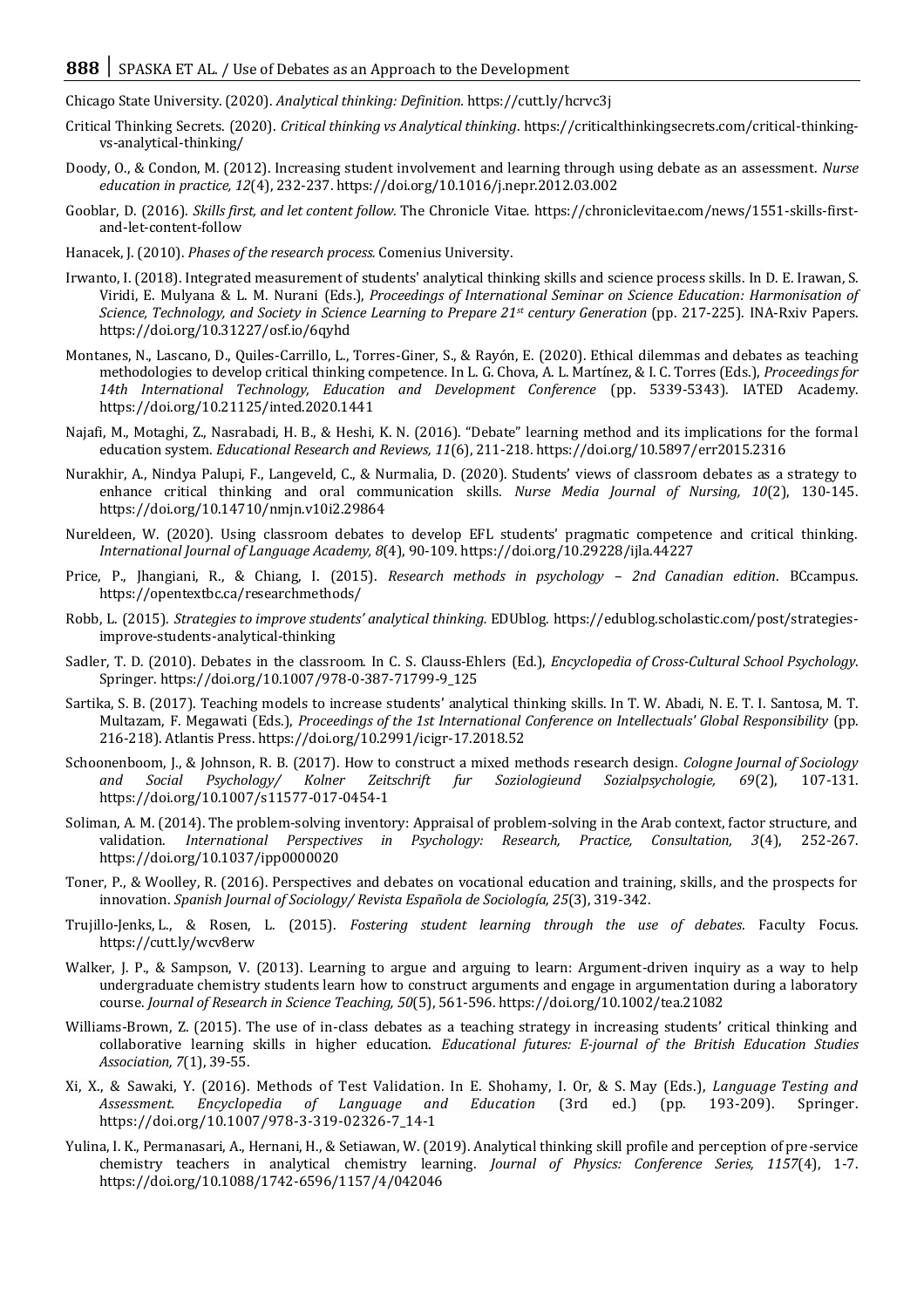Chicago State University. (2020). *Analytical thinking: Definition.* https://cutt.ly/hcrvc3j

Critical Thinking Secrets. (2020). *Critical thinking vs Analytical thinking*. https://criticalthinkingsecrets.com/critical-thinking-vs-analytical-thinking/

Doody, O., & Condon, M. (2012). Increasing student involvement and learning through using debate as an assessment. *Nurse education in practice, 12*(4), 232-237. https://doi.org/10.1016/j.nepr.2012.03.002

Gooblar, D. (2016). *Skills first, and let content follow*. The Chronicle Vitae. https://chroniclevitae.com/news/1551-skills-first-and-let-content-follow

Hanacek, J. (2010). *Phases of the research process.* Comenius University.

Irwanto, I. (2018). Integrated measurement of students' analytical thinking skills and science process skills. In D. E. Irawan, S. Viridi, E. Mulyana & L. M. Nurani (Eds.), *Proceedings of International Seminar on Science Education: Harmonisation of Science, Technology, and Society in Science Learning to Prepare 21st century Generation* (pp. 217-225). INA-Rxiv Papers. https://doi.org/10.31227/osf.io/6qyhd

Montanes, N., Lascano, D., Quiles-Carrillo, L., Torres-Giner, S., & Rayón, E. (2020). Ethical dilemmas and debates as teaching methodologies to develop critical thinking competence. In L. G. Chova, A. L. Martínez, & I. C. Torres (Eds.), *Proceedings for 14th International Technology, Education and Development Conference* (pp. 5339-5343). IATED Academy. https://doi.org/10.21125/inted.2020.1441

Najafi, M., Motaghi, Z., Nasrabadi, H. B., & Heshi, K. N. (2016). "Debate" learning method and its implications for the formal education system. *Educational Research and Reviews, 11*(6), 211-218. https://doi.org/10.5897/err2015.2316

Nurakhir, A., Nindya Palupi, F., Langeveld, C., & Nurmalia, D. (2020). Students' views of classroom debates as a strategy to enhance critical thinking and oral communication skills. *Nurse Media Journal of Nursing, 10*(2), 130-145. https://doi.org/10.14710/nmjn.v10i2.29864

Nureldeen, W. (2020). Using classroom debates to develop EFL students' pragmatic competence and critical thinking. *International Journal of Language Academy, 8*(4), 90-109. https://doi.org/10.29228/ijla.44227

Price, P., Jhangiani, R., & Chiang, I. (2015). *Research methods in psychology – 2nd Canadian edition*. BCcampus. https://opentextbc.ca/researchmethods/

Robb, L. (2015). *Strategies to improve students' analytical thinking.* EDUblog. https://edublog.scholastic.com/post/strategies-improve-students-analytical-thinking

Sadler, T. D. (2010). Debates in the classroom. In C. S. Clauss-Ehlers (Ed.), *Encyclopedia of Cross-Cultural School Psychology*. Springer. https://doi.org/10.1007/978-0-387-71799-9_125

Sartika, S. B. (2017). Teaching models to increase students' analytical thinking skills. In T. W. Abadi, N. E. T. I. Santosa, M. T. Multazam, F. Megawati (Eds.), *Proceedings of the 1st International Conference on Intellectuals' Global Responsibility* (pp. 216-218). Atlantis Press. https://doi.org/10.2991/icigr-17.2018.52

Schoonenboom, J., & Johnson, R. B. (2017). How to construct a mixed methods research design. *Cologne Journal of Sociology and Social Psychology/ Kolner Zeitschrift fur Soziologieund Sozialpsychologie, 69*(2), 107-131. https://doi.org/10.1007/s11577-017-0454-1

Soliman, A. M. (2014). The problem-solving inventory: Appraisal of problem-solving in the Arab context, factor structure, and validation. *International Perspectives in Psychology: Research, Practice, Consultation, 3*(4), 252-267. https://doi.org/10.1037/ipp0000020

Toner, P., & Woolley, R. (2016). Perspectives and debates on vocational education and training, skills, and the prospects for innovation. *Spanish Journal of Sociology/ Revista Española de Sociología, 25*(3), 319-342.

Trujillo-Jenks, L., & Rosen, L. (2015). *Fostering student learning through the use of debates.* Faculty Focus. https://cutt.ly/wcv8erw

Walker, J. P., & Sampson, V. (2013). Learning to argue and arguing to learn: Argument-driven inquiry as a way to help undergraduate chemistry students learn how to construct arguments and engage in argumentation during a laboratory course. *Journal of Research in Science Teaching, 50*(5), 561-596. https://doi.org/10.1002/tea.21082

Williams-Brown, Z. (2015). The use of in-class debates as a teaching strategy in increasing students' critical thinking and collaborative learning skills in higher education. *Educational futures: E-journal of the British Education Studies Association, 7*(1), 39-55.

Xi, X., & Sawaki, Y. (2016). Methods of Test Validation. In E. Shohamy, I. Or, & S. May (Eds.), *Language Testing and Assessment. Encyclopedia of Language and Education* (3rd ed.) (pp. 193-209). Springer. https://doi.org/10.1007/978-3-319-02326-7_14-1

Yulina, I. K., Permanasari, A., Hernani, H., & Setiawan, W. (2019). Analytical thinking skill profile and perception of pre-service chemistry teachers in analytical chemistry learning. *Journal of Physics: Conference Series, 1157*(4), 1-7. https://doi.org/10.1088/1742-6596/1157/4/042046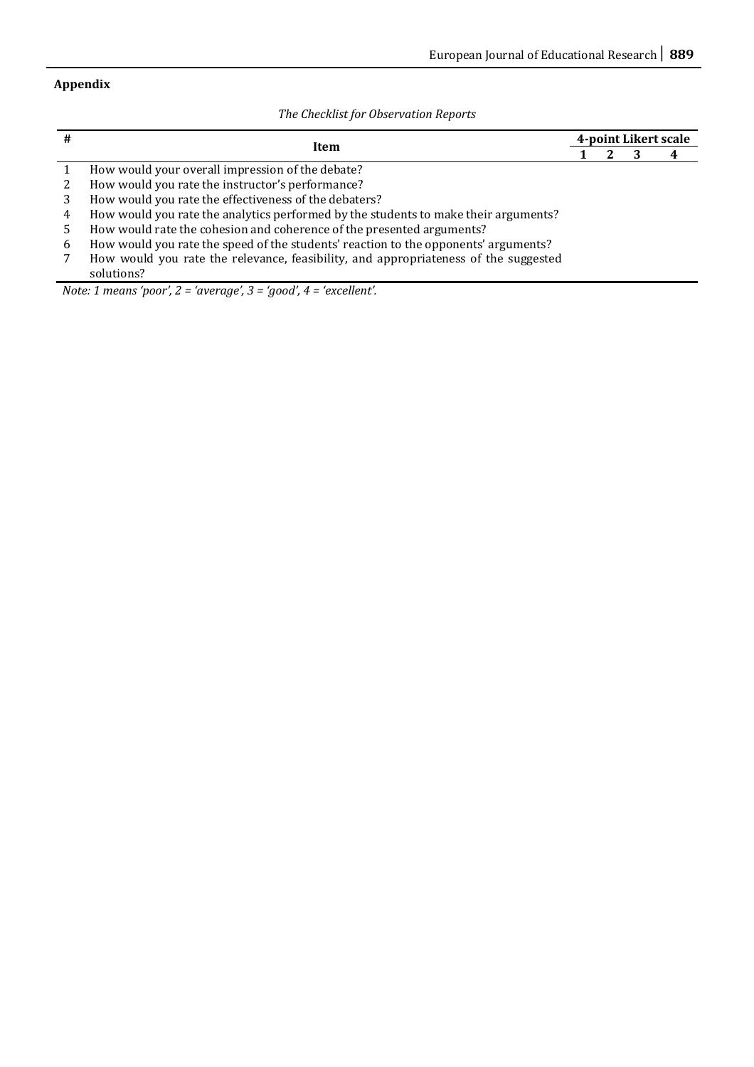## Appendix

*The Checklist for Observation Reports*

| # | Item | 4-point Likert scale | | | |
|---|---|---|---|---|---|
| | | **1** | **2** | **3** | **4** |
| 1 | How would your overall impression of the debate? | | | | |
| 2 | How would you rate the instructor's performance? | | | | |
| 3 | How would you rate the effectiveness of the debaters? | | | | |
| 4 | How would you rate the analytics performed by the students to make their arguments? | | | | |
| 5 | How would rate the cohesion and coherence of the presented arguments? | | | | |
| 6 | How would you rate the speed of the students' reaction to the opponents' arguments? | | | | |
| 7 | How would you rate the relevance, feasibility, and appropriateness of the suggested solutions? | | | | |

*Note: 1 means 'poor', 2 = 'average', 3 = 'good', 4 = 'excellent'.*